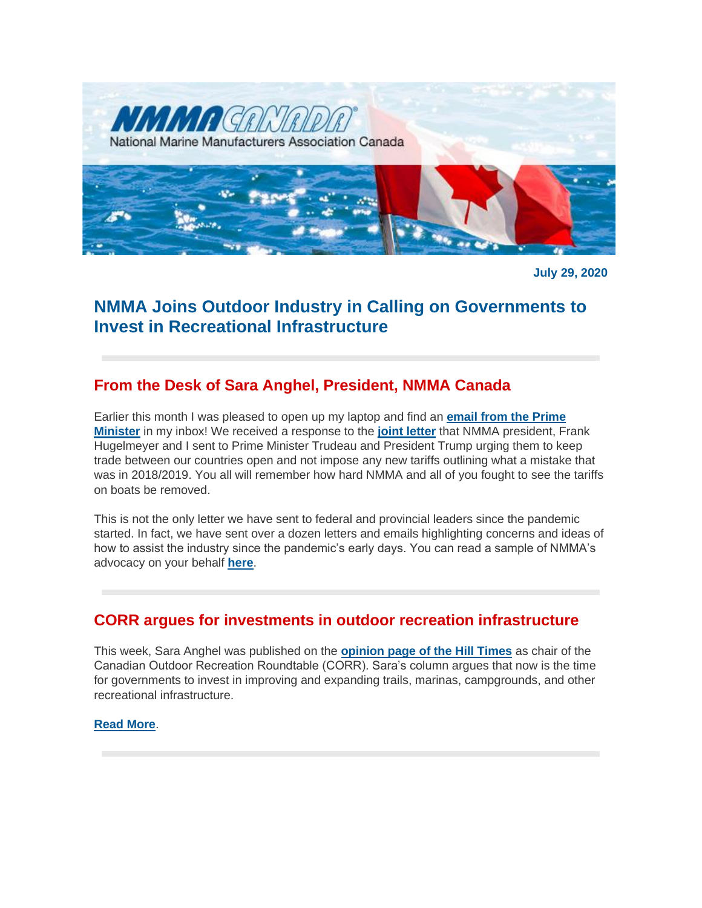NMMA CANADA
National Marine Manufacturers Association Canada

**July 29, 2020**

# NMMA Joins Outdoor Industry in Calling on Governments to Invest in Recreational Infrastructure

## From the Desk of Sara Anghel, President, NMMA Canada

Earlier this month I was pleased to open up my laptop and find an **email from the Prime Minister** in my inbox! We received a response to the **joint letter** that NMMA president, Frank Hugelmeyer and I sent to Prime Minister Trudeau and President Trump urging them to keep trade between our countries open and not impose any new tariffs outlining what a mistake that was in 2018/2019. You all will remember how hard NMMA and all of you fought to see the tariffs on boats be removed.

This is not the only letter we have sent to federal and provincial leaders since the pandemic started. In fact, we have sent over a dozen letters and emails highlighting concerns and ideas of how to assist the industry since the pandemic's early days. You can read a sample of NMMA's advocacy on your behalf **here**.

## CORR argues for investments in outdoor recreation infrastructure

This week, Sara Anghel was published on the **opinion page of the Hill Times** as chair of the Canadian Outdoor Recreation Roundtable (CORR). Sara's column argues that now is the time for governments to invest in improving and expanding trails, marinas, campgrounds, and other recreational infrastructure.

**Read More**.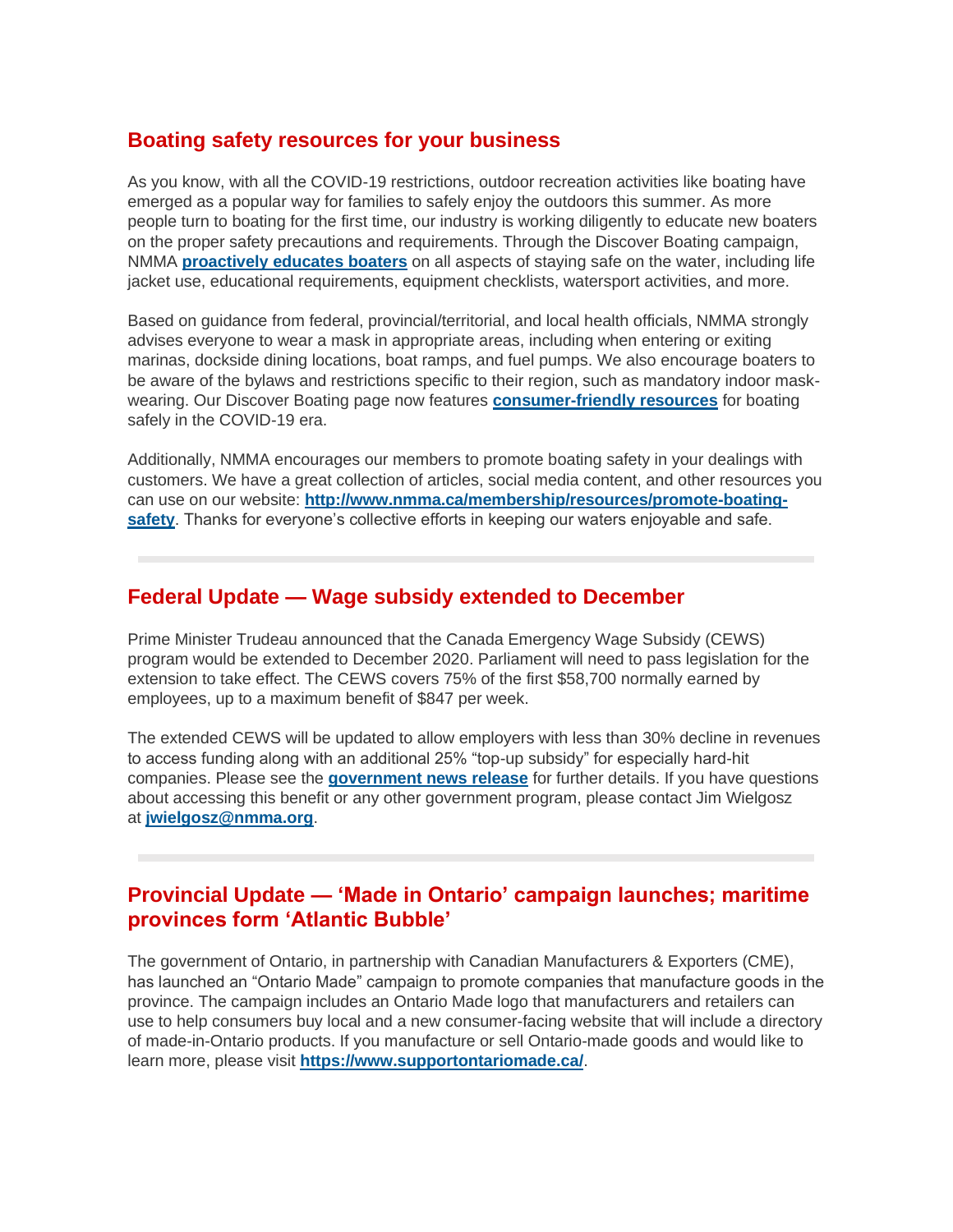## Boating safety resources for your business

As you know, with all the COVID-19 restrictions, outdoor recreation activities like boating have emerged as a popular way for families to safely enjoy the outdoors this summer. As more people turn to boating for the first time, our industry is working diligently to educate new boaters on the proper safety precautions and requirements. Through the Discover Boating campaign, NMMA **proactively educates boaters** on all aspects of staying safe on the water, including life jacket use, educational requirements, equipment checklists, watersport activities, and more.

Based on guidance from federal, provincial/territorial, and local health officials, NMMA strongly advises everyone to wear a mask in appropriate areas, including when entering or exiting marinas, dockside dining locations, boat ramps, and fuel pumps. We also encourage boaters to be aware of the bylaws and restrictions specific to their region, such as mandatory indoor mask-wearing. Our Discover Boating page now features **consumer-friendly resources** for boating safely in the COVID-19 era.

Additionally, NMMA encourages our members to promote boating safety in your dealings with customers. We have a great collection of articles, social media content, and other resources you can use on our website: **http://www.nmma.ca/membership/resources/promote-boating-safety**. Thanks for everyone's collective efforts in keeping our waters enjoyable and safe.

---

## Federal Update — Wage subsidy extended to December

Prime Minister Trudeau announced that the Canada Emergency Wage Subsidy (CEWS) program would be extended to December 2020. Parliament will need to pass legislation for the extension to take effect. The CEWS covers 75% of the first $58,700 normally earned by employees, up to a maximum benefit of $847 per week.

The extended CEWS will be updated to allow employers with less than 30% decline in revenues to access funding along with an additional 25% "top-up subsidy" for especially hard-hit companies. Please see the **government news release** for further details. If you have questions about accessing this benefit or any other government program, please contact Jim Wielgosz at **jwielgosz@nmma.org**.

---

## Provincial Update — 'Made in Ontario' campaign launches; maritime provinces form 'Atlantic Bubble'

The government of Ontario, in partnership with Canadian Manufacturers & Exporters (CME), has launched an "Ontario Made" campaign to promote companies that manufacture goods in the province. The campaign includes an Ontario Made logo that manufacturers and retailers can use to help consumers buy local and a new consumer-facing website that will include a directory of made-in-Ontario products. If you manufacture or sell Ontario-made goods and would like to learn more, please visit **https://www.supportontariomade.ca/**.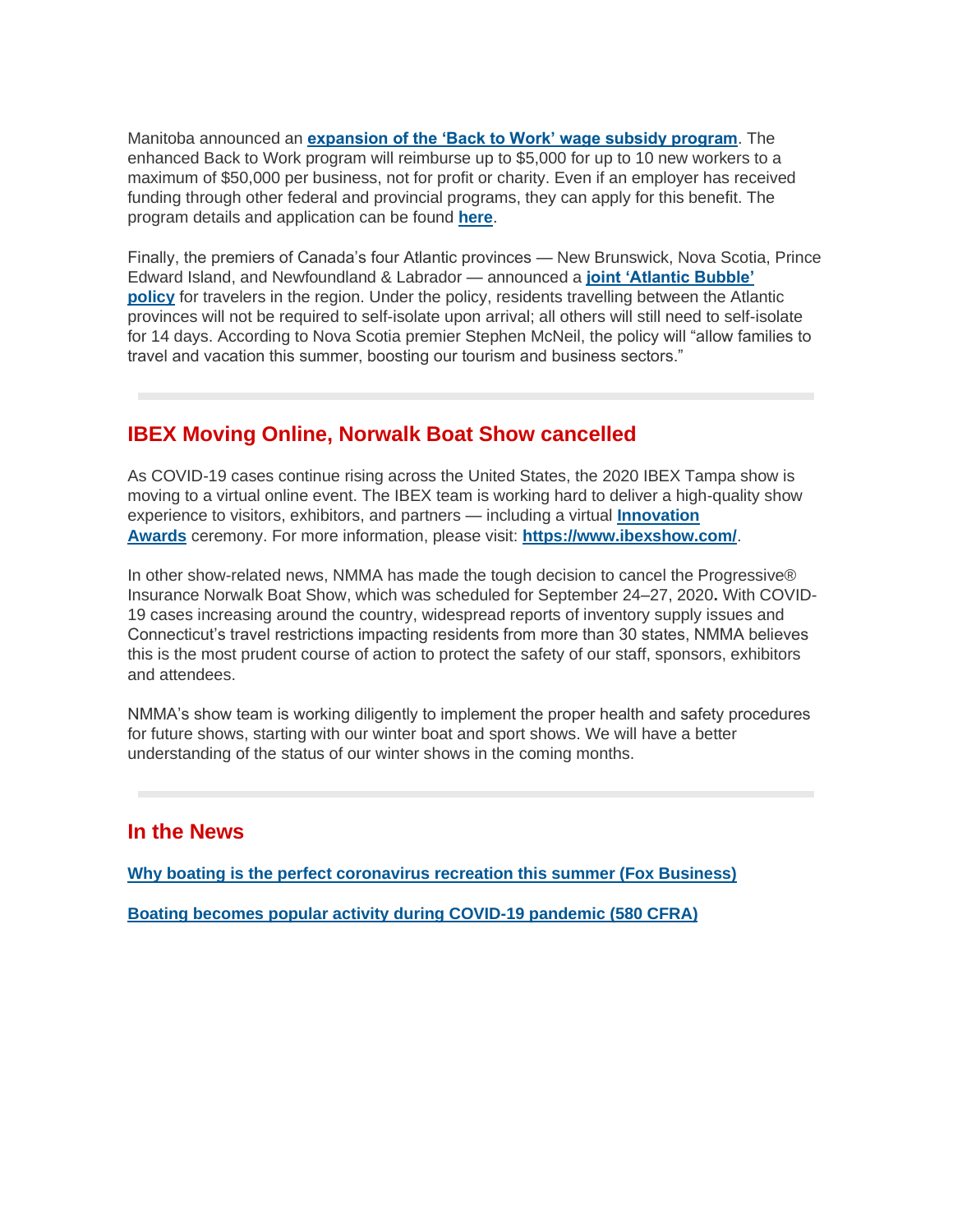Manitoba announced an **expansion of the 'Back to Work' wage subsidy program**. The enhanced Back to Work program will reimburse up to $5,000 for up to 10 new workers to a maximum of $50,000 per business, not for profit or charity. Even if an employer has received funding through other federal and provincial programs, they can apply for this benefit. The program details and application can be found **here**.

Finally, the premiers of Canada's four Atlantic provinces — New Brunswick, Nova Scotia, Prince Edward Island, and Newfoundland & Labrador — announced a **joint 'Atlantic Bubble' policy** for travelers in the region. Under the policy, residents travelling between the Atlantic provinces will not be required to self-isolate upon arrival; all others will still need to self-isolate for 14 days. According to Nova Scotia premier Stephen McNeil, the policy will "allow families to travel and vacation this summer, boosting our tourism and business sectors."

---

## IBEX Moving Online, Norwalk Boat Show cancelled

As COVID-19 cases continue rising across the United States, the 2020 IBEX Tampa show is moving to a virtual online event. The IBEX team is working hard to deliver a high-quality show experience to visitors, exhibitors, and partners — including a virtual **Innovation Awards** ceremony. For more information, please visit: **https://www.ibexshow.com/**.

In other show-related news, NMMA has made the tough decision to cancel the Progressive® Insurance Norwalk Boat Show, which was scheduled for September 24–27, 2020**.** With COVID-19 cases increasing around the country, widespread reports of inventory supply issues and Connecticut's travel restrictions impacting residents from more than 30 states, NMMA believes this is the most prudent course of action to protect the safety of our staff, sponsors, exhibitors and attendees.

NMMA's show team is working diligently to implement the proper health and safety procedures for future shows, starting with our winter boat and sport shows. We will have a better understanding of the status of our winter shows in the coming months.

---

## In the News

**Why boating is the perfect coronavirus recreation this summer (Fox Business)**

**Boating becomes popular activity during COVID-19 pandemic (580 CFRA)**